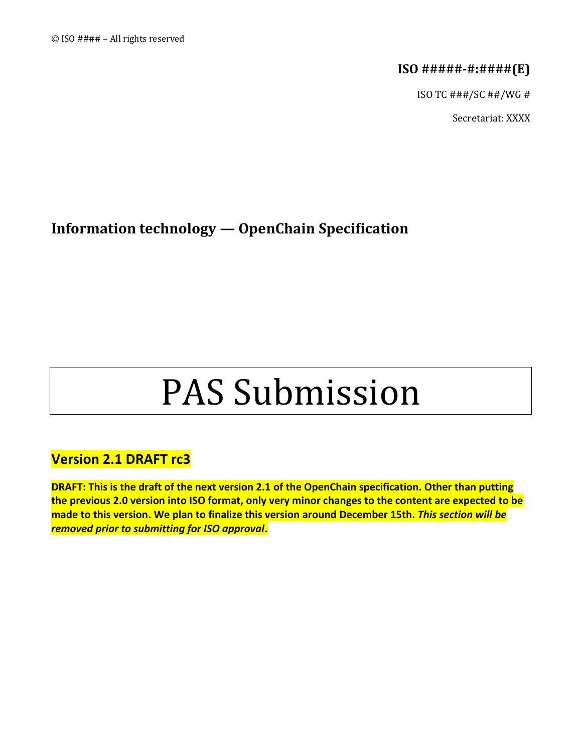© ISO #### – All rights reserved

**ISO #####-#:####(E)**

ISO TC ###/SC ##/WG #

Secretariat: XXXX

# Information technology — OpenChain Specification

# PAS Submission

## Version 2.1 DRAFT rc3

**DRAFT: This is the draft of the next version 2.1 of the OpenChain specification. Other than putting the previous 2.0 version into ISO format, only very minor changes to the content are expected to be made to this version. We plan to finalize this version around December 15th. *This section will be removed prior to submitting for ISO approval*.**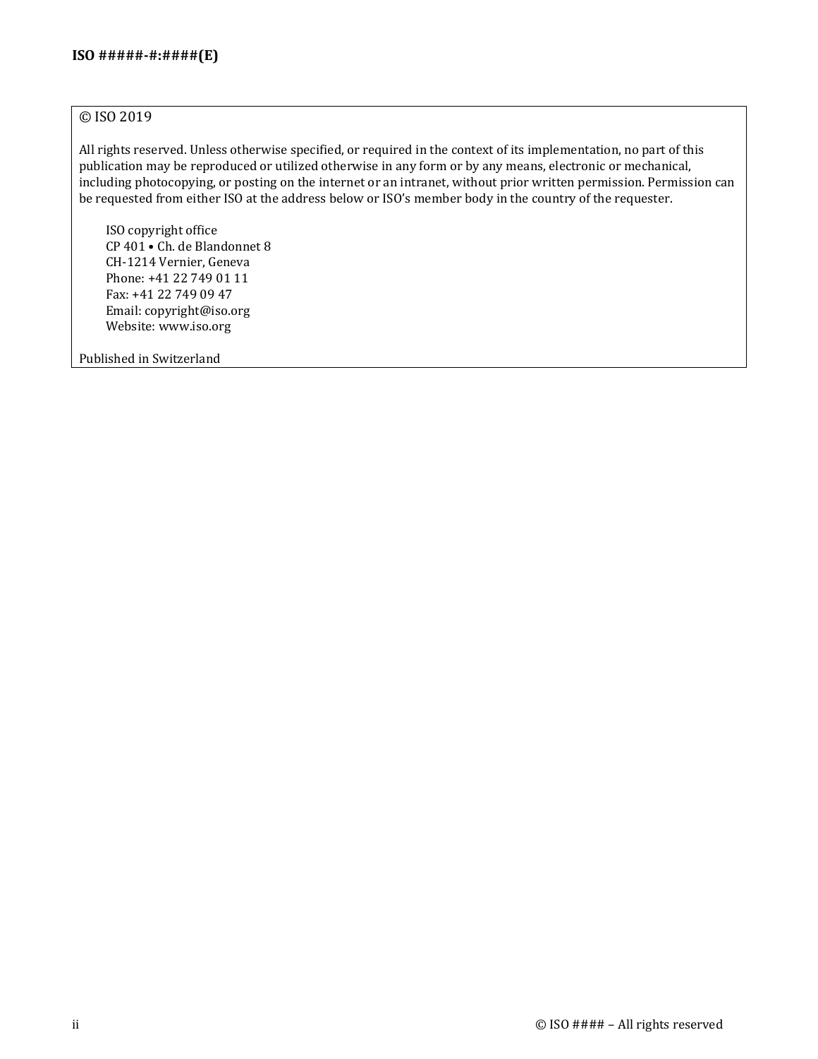© ISO 2019

All rights reserved. Unless otherwise specified, or required in the context of its implementation, no part of this publication may be reproduced or utilized otherwise in any form or by any means, electronic or mechanical, including photocopying, or posting on the internet or an intranet, without prior written permission. Permission can be requested from either ISO at the address below or ISO's member body in the country of the requester.

ISO copyright office
CP 401 • Ch. de Blandonnet 8
CH-1214 Vernier, Geneva
Phone: +41 22 749 01 11
Fax: +41 22 749 09 47
Email: copyright@iso.org
Website: www.iso.org

Published in Switzerland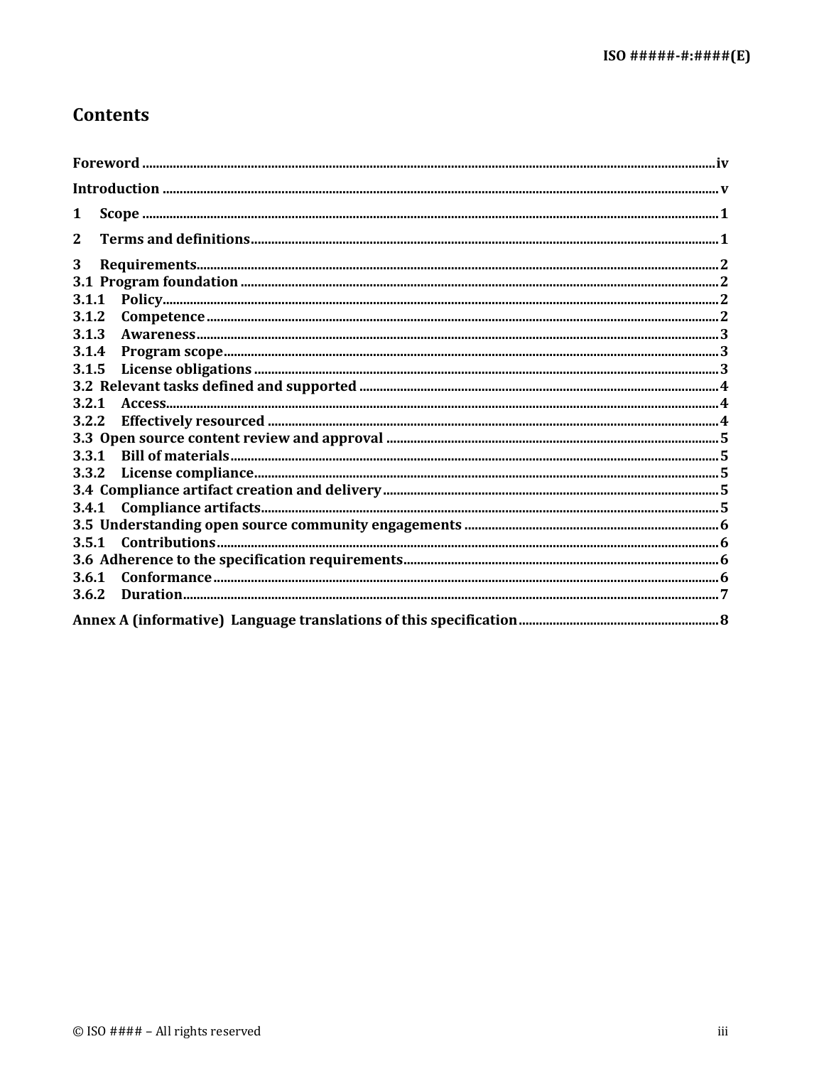# Contents

Foreword ........................................................................................................................................... iv

Introduction ........................................................................................................................................ v

1 Scope ................................................................................................................................................ 1

2 Terms and definitions ...................................................................................................................... 1

3 Requirements .................................................................................................................................... 2

3.1 Program foundation ...................................................................................................................... 2

3.1.1 Policy ............................................................................................................................................ 2

3.1.2 Competence .................................................................................................................................. 2

3.1.3 Awareness ..................................................................................................................................... 3

3.1.4 Program scope .............................................................................................................................. 3

3.1.5 License obligations ....................................................................................................................... 3

3.2 Relevant tasks defined and supported ......................................................................................... 4

3.2.1 Access ............................................................................................................................................ 4

3.2.2 Effectively resourced .................................................................................................................... 4

3.3 Open source content review and approval ................................................................................... 5

3.3.1 Bill of materials ............................................................................................................................. 5

3.3.2 License compliance ....................................................................................................................... 5

3.4 Compliance artifact creation and delivery .................................................................................... 5

3.4.1 Compliance artifacts ..................................................................................................................... 5

3.5 Understanding open source community engagements ................................................................ 6

3.5.1 Contributions ................................................................................................................................ 6

3.6 Adherence to the specification requirements .............................................................................. 6

3.6.1 Conformance ................................................................................................................................. 6

3.6.2 Duration ........................................................................................................................................ 7

Annex A (informative) Language translations of this specification ................................................... 8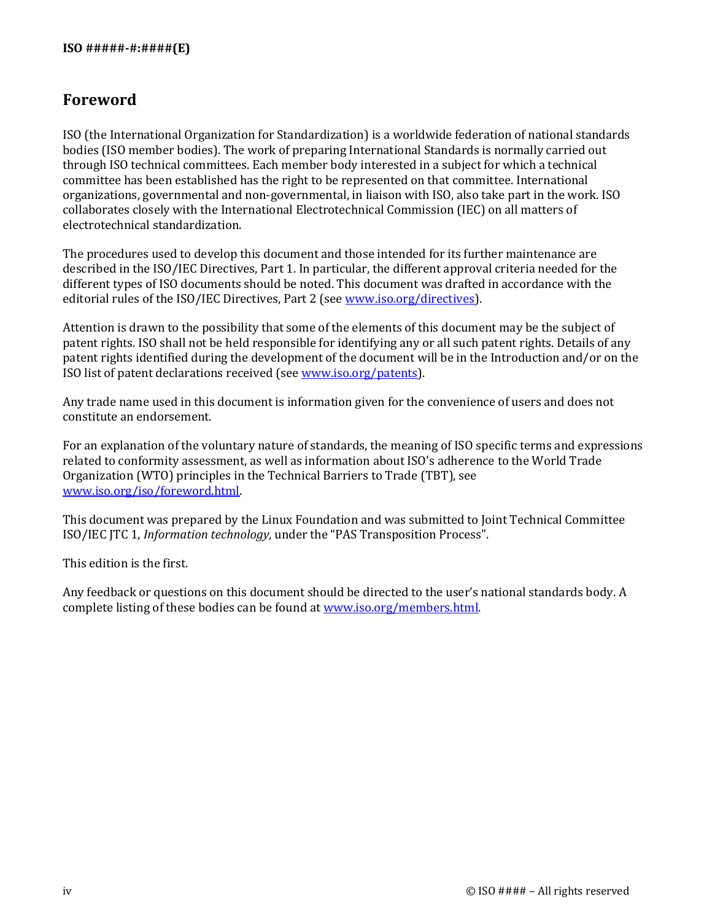# Foreword

ISO (the International Organization for Standardization) is a worldwide federation of national standards bodies (ISO member bodies). The work of preparing International Standards is normally carried out through ISO technical committees. Each member body interested in a subject for which a technical committee has been established has the right to be represented on that committee. International organizations, governmental and non-governmental, in liaison with ISO, also take part in the work. ISO collaborates closely with the International Electrotechnical Commission (IEC) on all matters of electrotechnical standardization.

The procedures used to develop this document and those intended for its further maintenance are described in the ISO/IEC Directives, Part 1. In particular, the different approval criteria needed for the different types of ISO documents should be noted. This document was drafted in accordance with the editorial rules of the ISO/IEC Directives, Part 2 (see www.iso.org/directives).

Attention is drawn to the possibility that some of the elements of this document may be the subject of patent rights. ISO shall not be held responsible for identifying any or all such patent rights. Details of any patent rights identified during the development of the document will be in the Introduction and/or on the ISO list of patent declarations received (see www.iso.org/patents).

Any trade name used in this document is information given for the convenience of users and does not constitute an endorsement.

For an explanation of the voluntary nature of standards, the meaning of ISO specific terms and expressions related to conformity assessment, as well as information about ISO's adherence to the World Trade Organization (WTO) principles in the Technical Barriers to Trade (TBT), see www.iso.org/iso/foreword.html.

This document was prepared by the Linux Foundation and was submitted to Joint Technical Committee ISO/IEC JTC 1, *Information technology*, under the "PAS Transposition Process".

This edition is the first.

Any feedback or questions on this document should be directed to the user's national standards body. A complete listing of these bodies can be found at www.iso.org/members.html.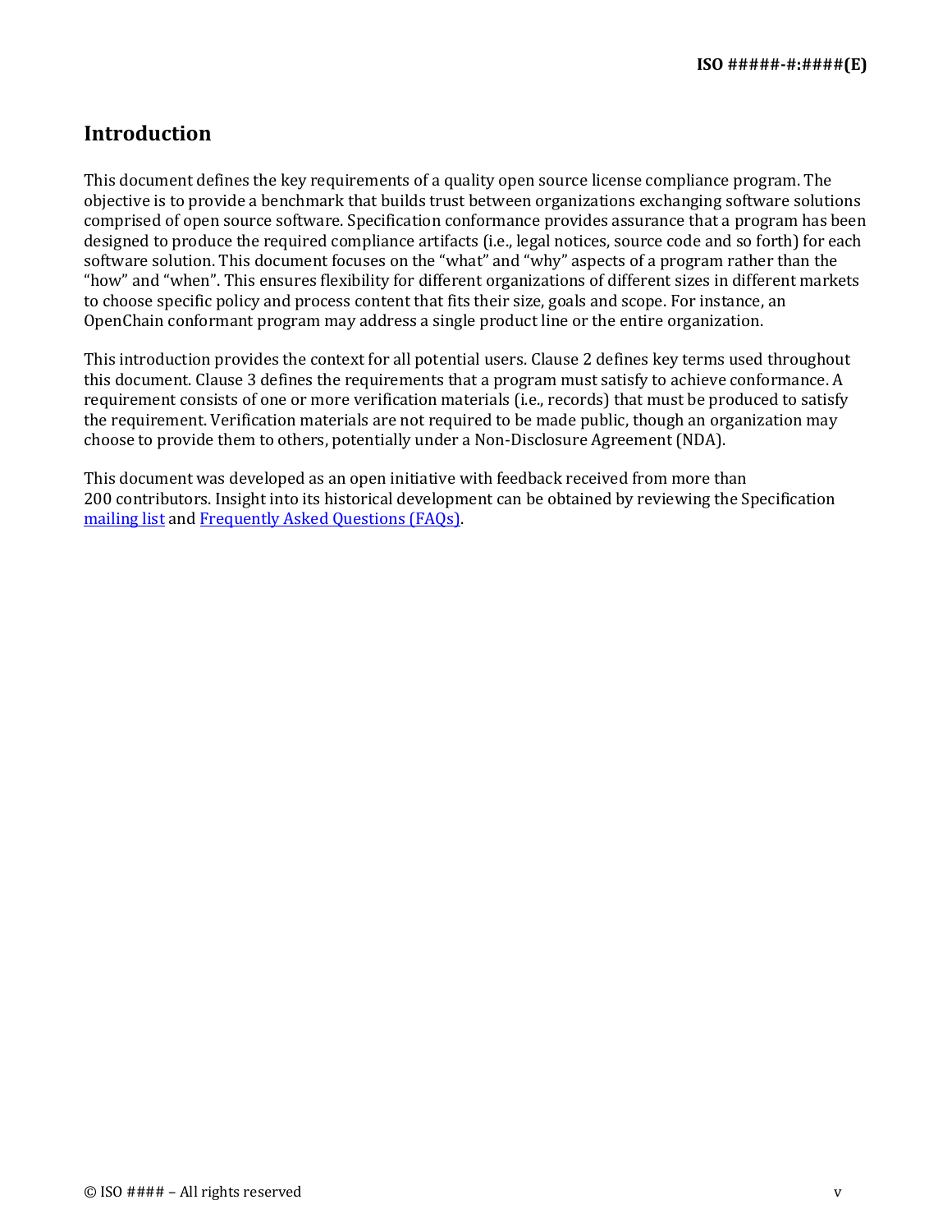# Introduction

This document defines the key requirements of a quality open source license compliance program. The objective is to provide a benchmark that builds trust between organizations exchanging software solutions comprised of open source software. Specification conformance provides assurance that a program has been designed to produce the required compliance artifacts (i.e., legal notices, source code and so forth) for each software solution. This document focuses on the “what” and “why” aspects of a program rather than the “how” and “when”. This ensures flexibility for different organizations of different sizes in different markets to choose specific policy and process content that fits their size, goals and scope. For instance, an OpenChain conformant program may address a single product line or the entire organization.

This introduction provides the context for all potential users. Clause 2 defines key terms used throughout this document. Clause 3 defines the requirements that a program must satisfy to achieve conformance. A requirement consists of one or more verification materials (i.e., records) that must be produced to satisfy the requirement. Verification materials are not required to be made public, though an organization may choose to provide them to others, potentially under a Non-Disclosure Agreement (NDA).

This document was developed as an open initiative with feedback received from more than 200 contributors. Insight into its historical development can be obtained by reviewing the Specification mailing list and Frequently Asked Questions (FAQs).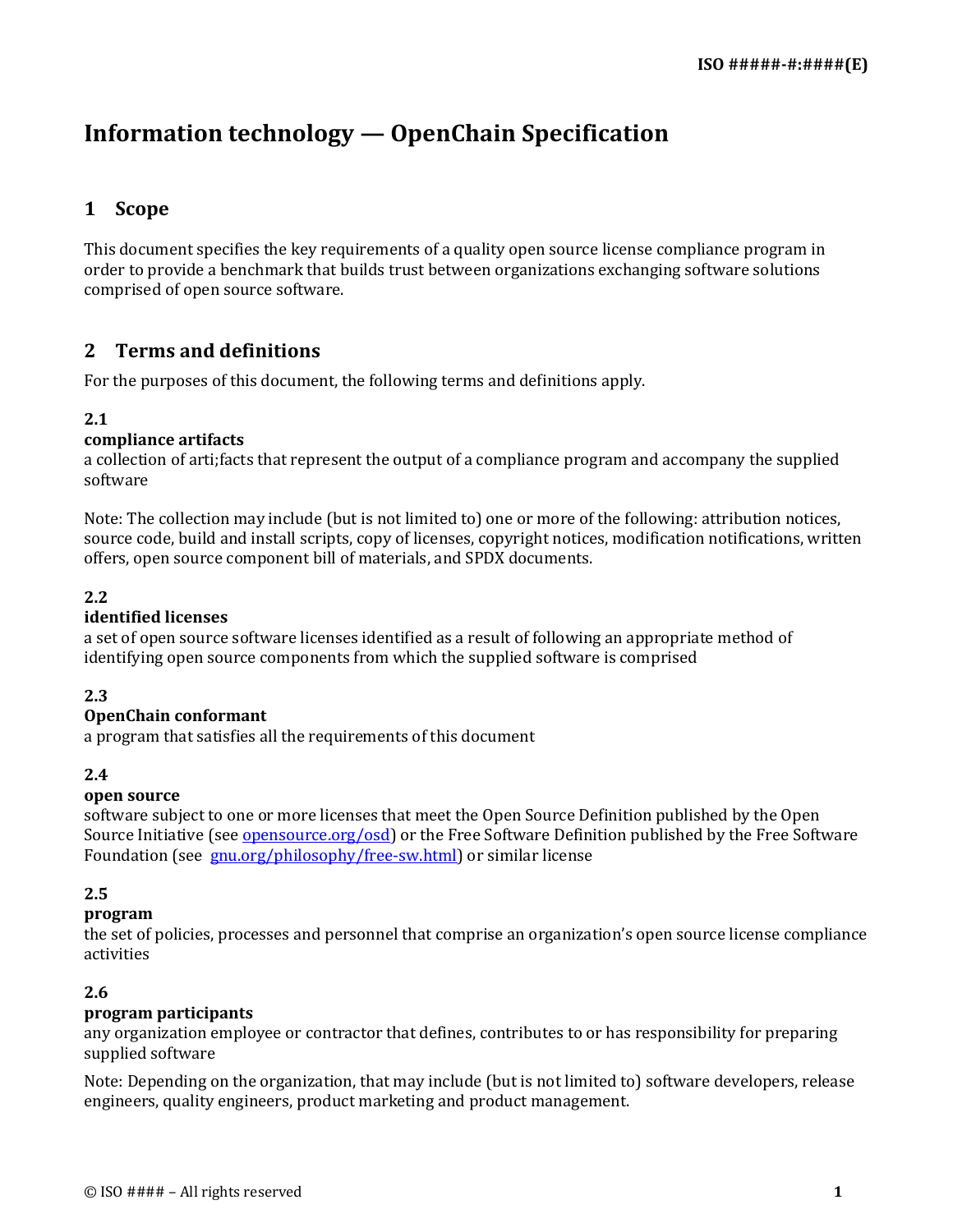# Information technology — OpenChain Specification

## 1 Scope

This document specifies the key requirements of a quality open source license compliance program in order to provide a benchmark that builds trust between organizations exchanging software solutions comprised of open source software.

## 2 Terms and definitions

For the purposes of this document, the following terms and definitions apply.

**2.1**

**compliance artifacts**

a collection of arti;facts that represent the output of a compliance program and accompany the supplied software

Note: The collection may include (but is not limited to) one or more of the following: attribution notices, source code, build and install scripts, copy of licenses, copyright notices, modification notifications, written offers, open source component bill of materials, and SPDX documents.

**2.2**

**identified licenses**

a set of open source software licenses identified as a result of following an appropriate method of identifying open source components from which the supplied software is comprised

**2.3**

**OpenChain conformant**

a program that satisfies all the requirements of this document

**2.4**

**open source**

software subject to one or more licenses that meet the Open Source Definition published by the Open Source Initiative (see [opensource.org/osd](opensource.org/osd)) or the Free Software Definition published by the Free Software Foundation (see [gnu.org/philosophy/free-sw.html](gnu.org/philosophy/free-sw.html)) or similar license

**2.5**

**program**

the set of policies, processes and personnel that comprise an organization's open source license compliance activities

**2.6**

**program participants**

any organization employee or contractor that defines, contributes to or has responsibility for preparing supplied software

Note: Depending on the organization, that may include (but is not limited to) software developers, release engineers, quality engineers, product marketing and product management.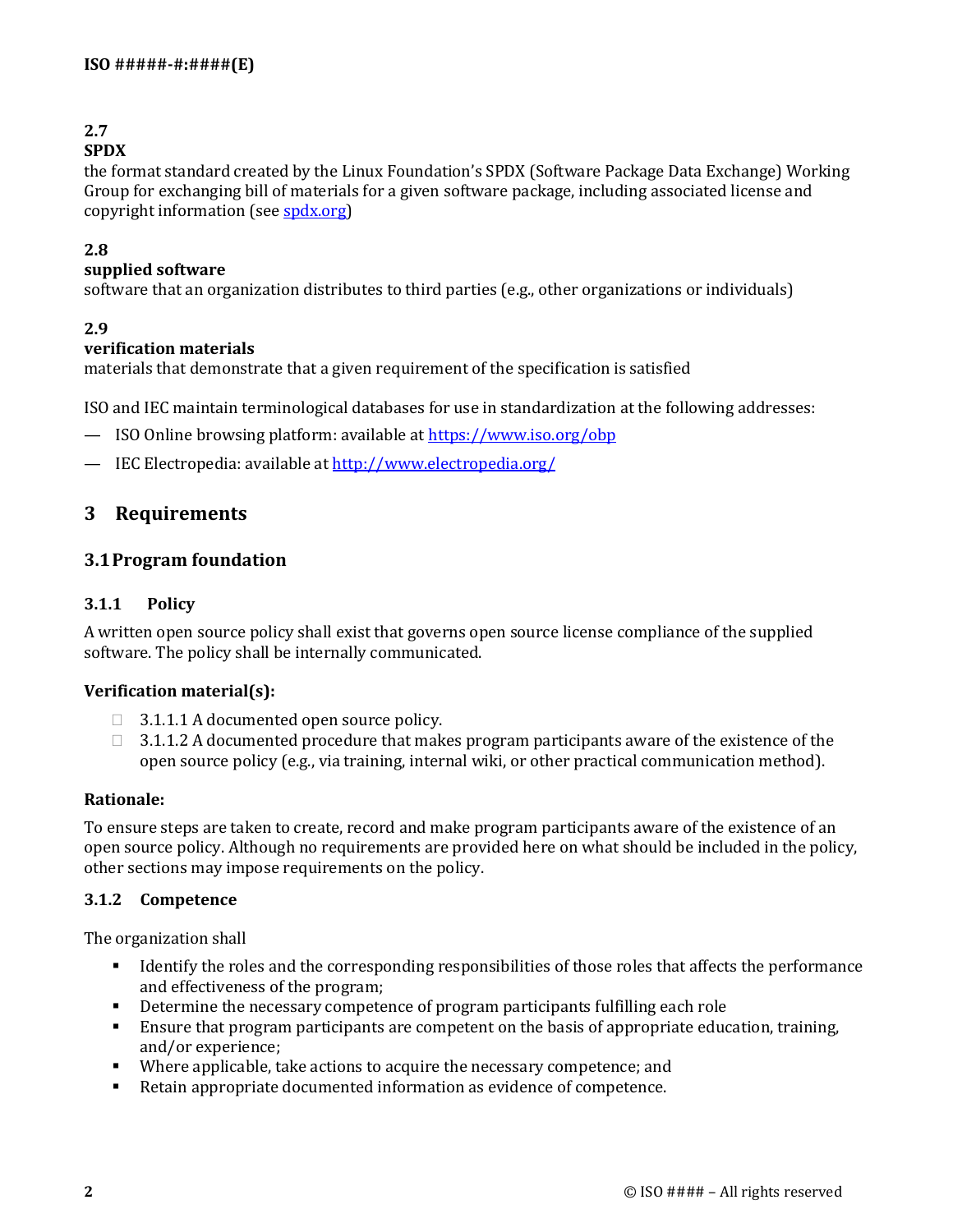**2.7**
**SPDX**
the format standard created by the Linux Foundation's SPDX (Software Package Data Exchange) Working Group for exchanging bill of materials for a given software package, including associated license and copyright information (see [spdx.org](spdx.org))

**2.8**
**supplied software**
software that an organization distributes to third parties (e.g., other organizations or individuals)

**2.9**
**verification materials**
materials that demonstrate that a given requirement of the specification is satisfied

ISO and IEC maintain terminological databases for use in standardization at the following addresses:

— ISO Online browsing platform: available at [https://www.iso.org/obp](https://www.iso.org/obp)

— IEC Electropedia: available at [http://www.electropedia.org/](http://www.electropedia.org/)

# 3 Requirements

## 3.1 Program foundation

### 3.1.1 Policy

A written open source policy shall exist that governs open source license compliance of the supplied software. The policy shall be internally communicated.

**Verification material(s):**

- ☐ 3.1.1.1 A documented open source policy.
- ☐ 3.1.1.2 A documented procedure that makes program participants aware of the existence of the open source policy (e.g., via training, internal wiki, or other practical communication method).

**Rationale:**

To ensure steps are taken to create, record and make program participants aware of the existence of an open source policy. Although no requirements are provided here on what should be included in the policy, other sections may impose requirements on the policy.

### 3.1.2 Competence

The organization shall

- Identify the roles and the corresponding responsibilities of those roles that affects the performance and effectiveness of the program;
- Determine the necessary competence of program participants fulfilling each role
- Ensure that program participants are competent on the basis of appropriate education, training, and/or experience;
- Where applicable, take actions to acquire the necessary competence; and
- Retain appropriate documented information as evidence of competence.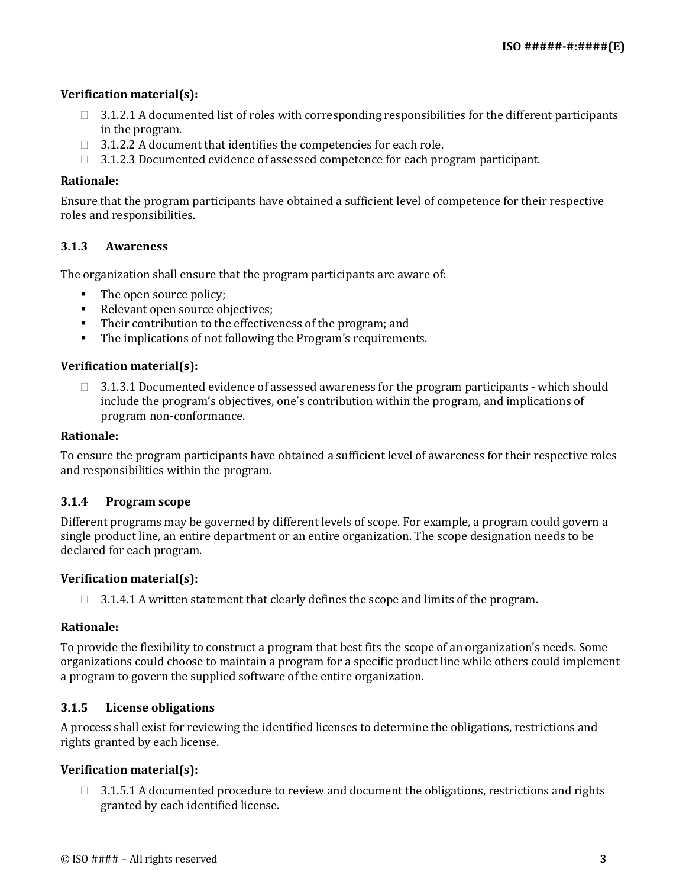**Verification material(s):**

- 3.1.2.1 A documented list of roles with corresponding responsibilities for the different participants in the program.
- 3.1.2.2 A document that identifies the competencies for each role.
- 3.1.2.3 Documented evidence of assessed competence for each program participant.

**Rationale:**

Ensure that the program participants have obtained a sufficient level of competence for their respective roles and responsibilities.

### 3.1.3 Awareness

The organization shall ensure that the program participants are aware of:

- The open source policy;
- Relevant open source objectives;
- Their contribution to the effectiveness of the program; and
- The implications of not following the Program's requirements.

**Verification material(s):**

- 3.1.3.1 Documented evidence of assessed awareness for the program participants - which should include the program's objectives, one's contribution within the program, and implications of program non-conformance.

**Rationale:**

To ensure the program participants have obtained a sufficient level of awareness for their respective roles and responsibilities within the program.

### 3.1.4 Program scope

Different programs may be governed by different levels of scope. For example, a program could govern a single product line, an entire department or an entire organization. The scope designation needs to be declared for each program.

**Verification material(s):**

- 3.1.4.1 A written statement that clearly defines the scope and limits of the program.

**Rationale:**

To provide the flexibility to construct a program that best fits the scope of an organization's needs. Some organizations could choose to maintain a program for a specific product line while others could implement a program to govern the supplied software of the entire organization.

### 3.1.5 License obligations

A process shall exist for reviewing the identified licenses to determine the obligations, restrictions and rights granted by each license.

**Verification material(s):**

- 3.1.5.1 A documented procedure to review and document the obligations, restrictions and rights granted by each identified license.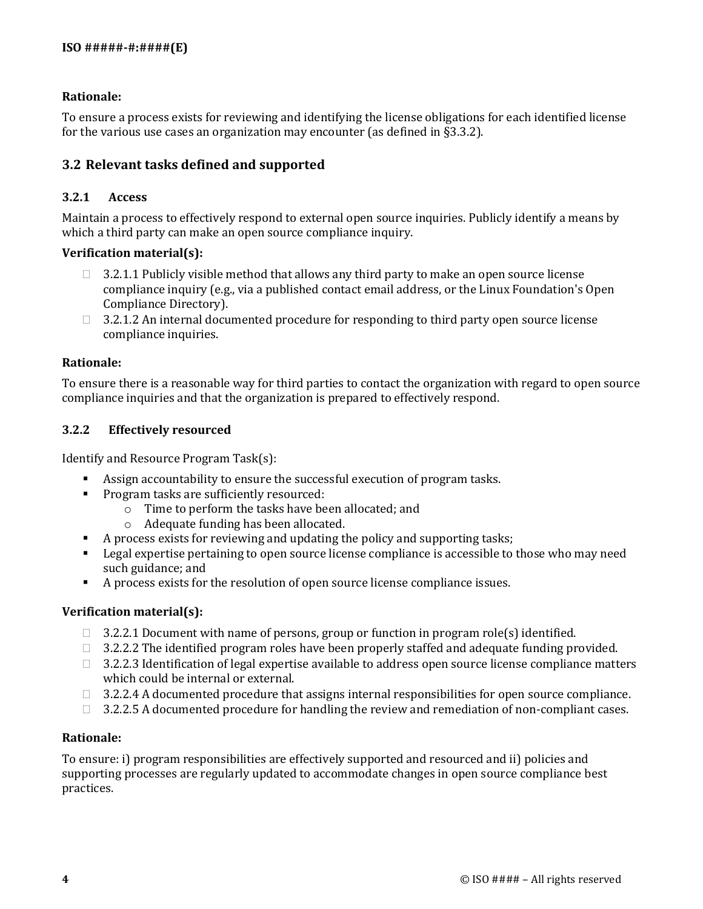**Rationale:**

To ensure a process exists for reviewing and identifying the license obligations for each identified license for the various use cases an organization may encounter (as defined in §3.3.2).

## 3.2 Relevant tasks defined and supported

### 3.2.1 Access

Maintain a process to effectively respond to external open source inquiries. Publicly identify a means by which a third party can make an open source compliance inquiry.

**Verification material(s):**

- ☐ 3.2.1.1 Publicly visible method that allows any third party to make an open source license compliance inquiry (e.g., via a published contact email address, or the Linux Foundation's Open Compliance Directory).
- ☐ 3.2.1.2 An internal documented procedure for responding to third party open source license compliance inquiries.

**Rationale:**

To ensure there is a reasonable way for third parties to contact the organization with regard to open source compliance inquiries and that the organization is prepared to effectively respond.

### 3.2.2 Effectively resourced

Identify and Resource Program Task(s):

- Assign accountability to ensure the successful execution of program tasks.
- Program tasks are sufficiently resourced:
  - Time to perform the tasks have been allocated; and
  - Adequate funding has been allocated.
- A process exists for reviewing and updating the policy and supporting tasks;
- Legal expertise pertaining to open source license compliance is accessible to those who may need such guidance; and
- A process exists for the resolution of open source license compliance issues.

**Verification material(s):**

- ☐ 3.2.2.1 Document with name of persons, group or function in program role(s) identified.
- ☐ 3.2.2.2 The identified program roles have been properly staffed and adequate funding provided.
- ☐ 3.2.2.3 Identification of legal expertise available to address open source license compliance matters which could be internal or external.
- ☐ 3.2.2.4 A documented procedure that assigns internal responsibilities for open source compliance.
- ☐ 3.2.2.5 A documented procedure for handling the review and remediation of non-compliant cases.

**Rationale:**

To ensure: i) program responsibilities are effectively supported and resourced and ii) policies and supporting processes are regularly updated to accommodate changes in open source compliance best practices.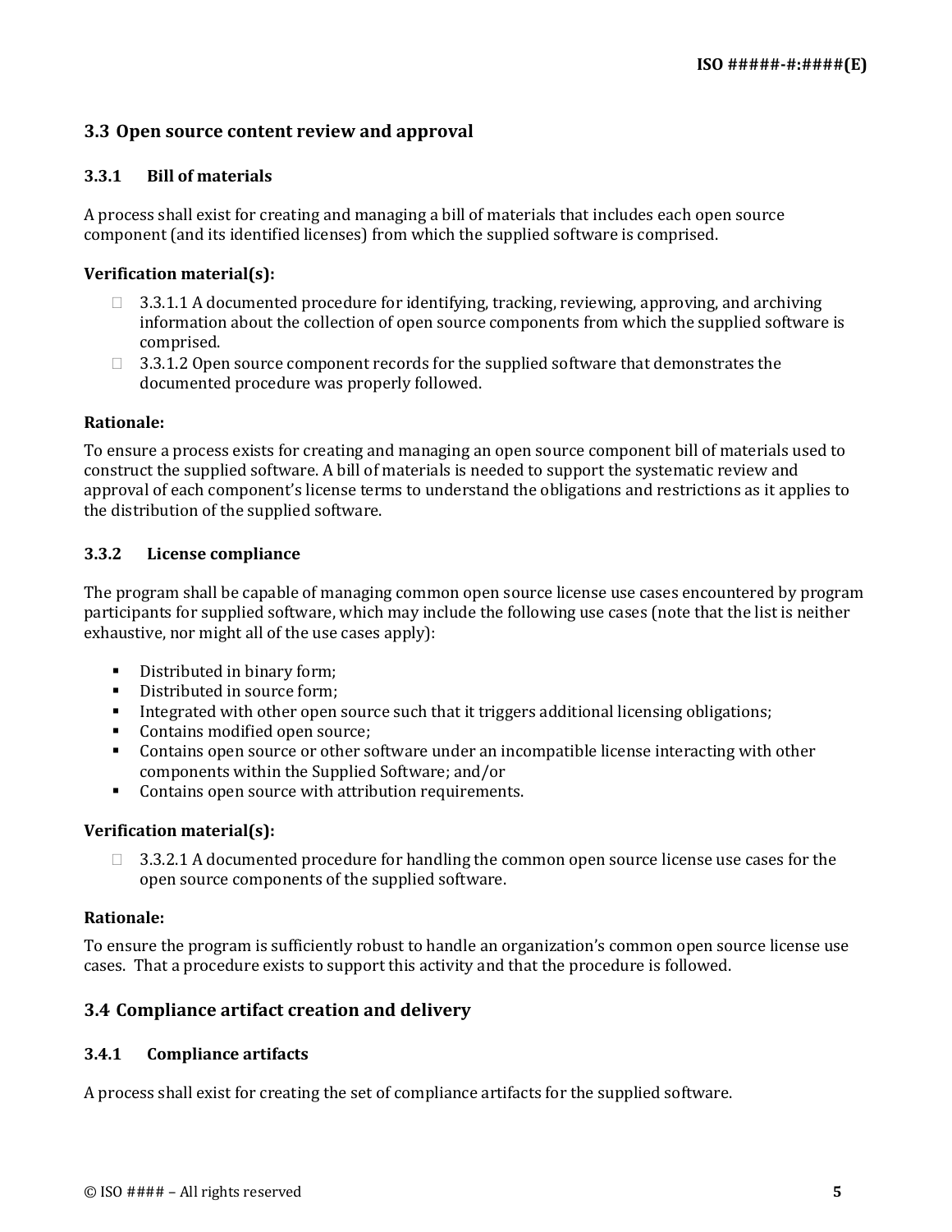## 3.3 Open source content review and approval

### 3.3.1 Bill of materials

A process shall exist for creating and managing a bill of materials that includes each open source component (and its identified licenses) from which the supplied software is comprised.

**Verification material(s):**

- ☐ 3.3.1.1 A documented procedure for identifying, tracking, reviewing, approving, and archiving information about the collection of open source components from which the supplied software is comprised.
- ☐ 3.3.1.2 Open source component records for the supplied software that demonstrates the documented procedure was properly followed.

**Rationale:**

To ensure a process exists for creating and managing an open source component bill of materials used to construct the supplied software. A bill of materials is needed to support the systematic review and approval of each component's license terms to understand the obligations and restrictions as it applies to the distribution of the supplied software.

### 3.3.2 License compliance

The program shall be capable of managing common open source license use cases encountered by program participants for supplied software, which may include the following use cases (note that the list is neither exhaustive, nor might all of the use cases apply):

- Distributed in binary form;
- Distributed in source form;
- Integrated with other open source such that it triggers additional licensing obligations;
- Contains modified open source;
- Contains open source or other software under an incompatible license interacting with other components within the Supplied Software; and/or
- Contains open source with attribution requirements.

**Verification material(s):**

- ☐ 3.3.2.1 A documented procedure for handling the common open source license use cases for the open source components of the supplied software.

**Rationale:**

To ensure the program is sufficiently robust to handle an organization's common open source license use cases. That a procedure exists to support this activity and that the procedure is followed.

## 3.4 Compliance artifact creation and delivery

### 3.4.1 Compliance artifacts

A process shall exist for creating the set of compliance artifacts for the supplied software.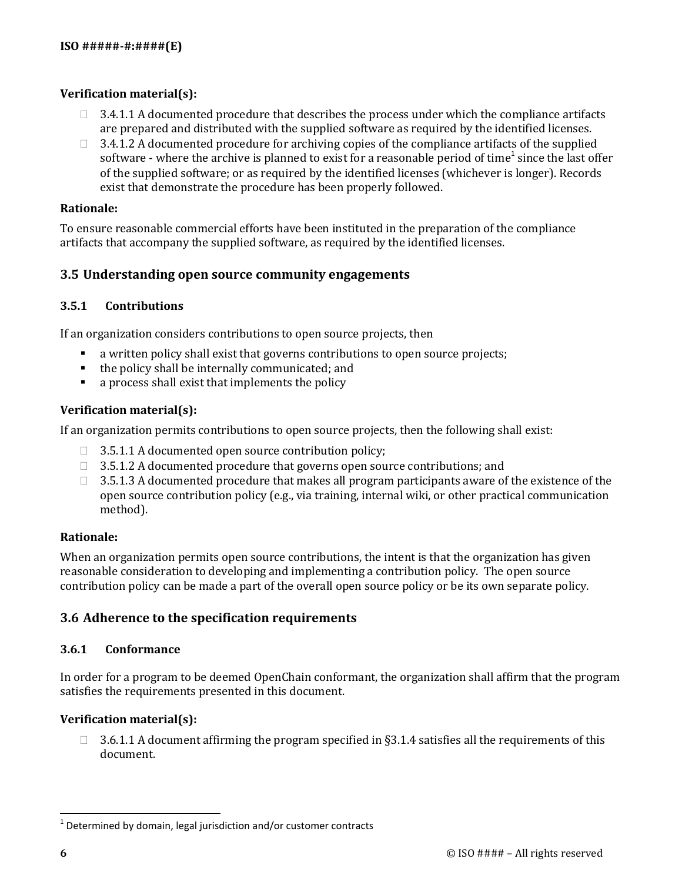**Verification material(s):**

- 3.4.1.1 A documented procedure that describes the process under which the compliance artifacts are prepared and distributed with the supplied software as required by the identified licenses.
- 3.4.1.2 A documented procedure for archiving copies of the compliance artifacts of the supplied software - where the archive is planned to exist for a reasonable period of time[1] since the last offer of the supplied software; or as required by the identified licenses (whichever is longer). Records exist that demonstrate the procedure has been properly followed.

**Rationale:**

To ensure reasonable commercial efforts have been instituted in the preparation of the compliance artifacts that accompany the supplied software, as required by the identified licenses.

## 3.5 Understanding open source community engagements

### 3.5.1 Contributions

If an organization considers contributions to open source projects, then

- a written policy shall exist that governs contributions to open source projects;
- the policy shall be internally communicated; and
- a process shall exist that implements the policy

**Verification material(s):**

If an organization permits contributions to open source projects, then the following shall exist:

- 3.5.1.1 A documented open source contribution policy;
- 3.5.1.2 A documented procedure that governs open source contributions; and
- 3.5.1.3 A documented procedure that makes all program participants aware of the existence of the open source contribution policy (e.g., via training, internal wiki, or other practical communication method).

**Rationale:**

When an organization permits open source contributions, the intent is that the organization has given reasonable consideration to developing and implementing a contribution policy. The open source contribution policy can be made a part of the overall open source policy or be its own separate policy.

## 3.6 Adherence to the specification requirements

### 3.6.1 Conformance

In order for a program to be deemed OpenChain conformant, the organization shall affirm that the program satisfies the requirements presented in this document.

**Verification material(s):**

- 3.6.1.1 A document affirming the program specified in §3.1.4 satisfies all the requirements of this document.

---

[1] Determined by domain, legal jurisdiction and/or customer contracts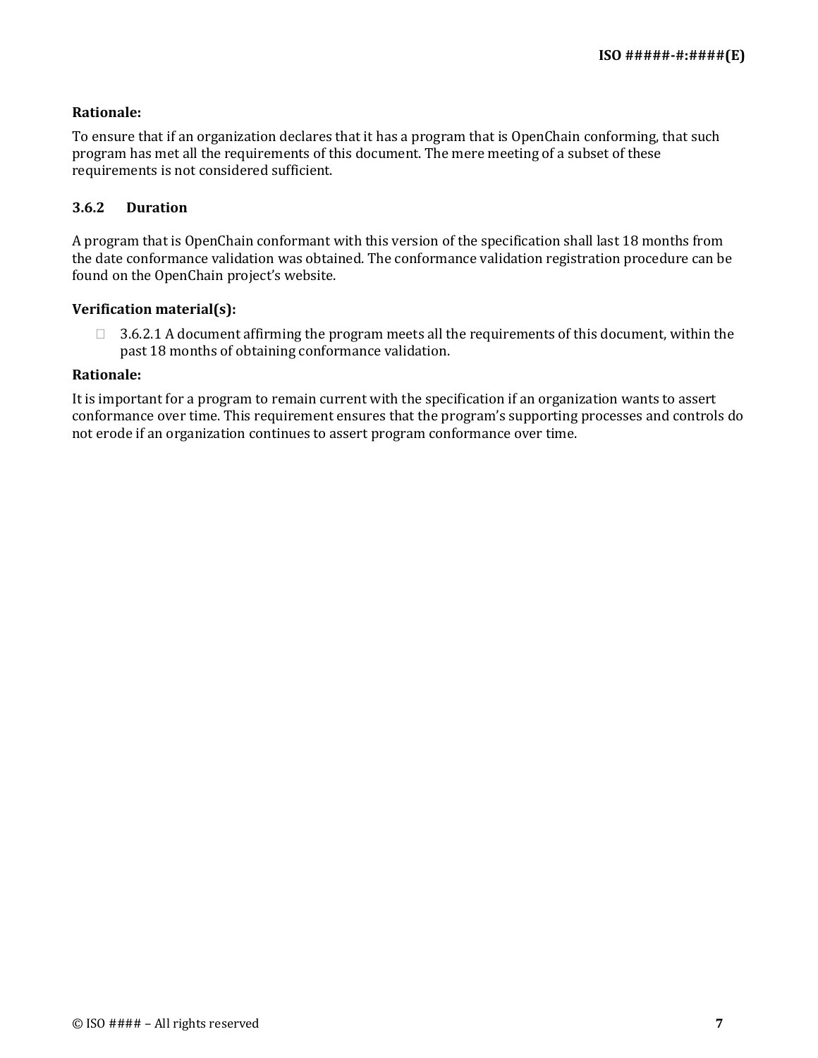**Rationale:**

To ensure that if an organization declares that it has a program that is OpenChain conforming, that such program has met all the requirements of this document. The mere meeting of a subset of these requirements is not considered sufficient.

### 3.6.2 Duration

A program that is OpenChain conformant with this version of the specification shall last 18 months from the date conformance validation was obtained. The conformance validation registration procedure can be found on the OpenChain project's website.

**Verification material(s):**

- 3.6.2.1 A document affirming the program meets all the requirements of this document, within the past 18 months of obtaining conformance validation.

**Rationale:**

It is important for a program to remain current with the specification if an organization wants to assert conformance over time. This requirement ensures that the program's supporting processes and controls do not erode if an organization continues to assert program conformance over time.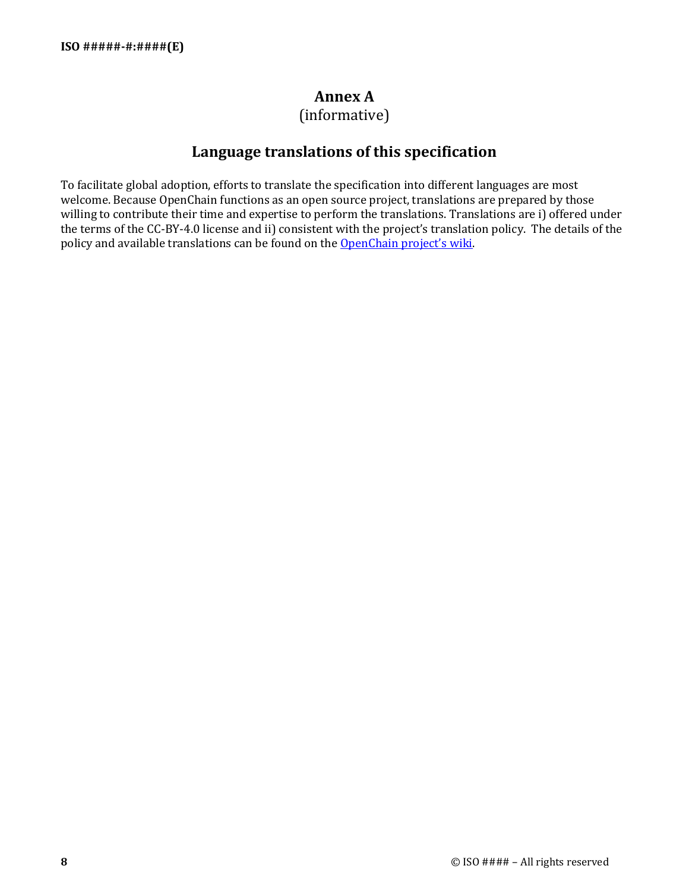# Annex A
(informative)

## Language translations of this specification

To facilitate global adoption, efforts to translate the specification into different languages are most welcome. Because OpenChain functions as an open source project, translations are prepared by those willing to contribute their time and expertise to perform the translations. Translations are i) offered under the terms of the CC-BY-4.0 license and ii) consistent with the project's translation policy. The details of the policy and available translations can be found on the OpenChain project's wiki.